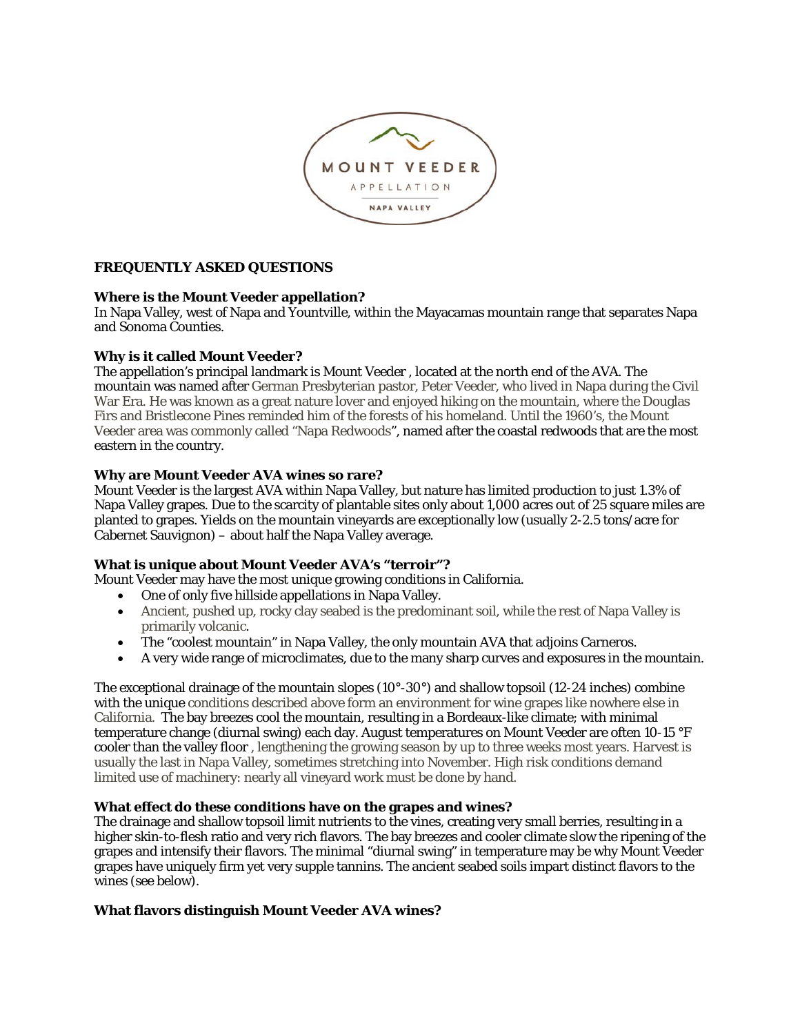MOUNT VEEDER

APPELLATION

NAPA VALLEY

**FREQUENTLY ASKED QUESTIONS**

**Where is the Mount Veeder appellation?**
In Napa Valley, west of Napa and Yountville, within the Mayacamas mountain range that separates Napa and Sonoma Counties.

**Why is it called Mount Veeder?**
The appellation's principal landmark is Mount Veeder , located at the north end of the AVA. The mountain was named after German Presbyterian pastor, Peter Veeder, who lived in Napa during the Civil War Era. He was known as a great nature lover and enjoyed hiking on the mountain, where the Douglas Firs and Bristlecone Pines reminded him of the forests of his homeland. Until the 1960's, the Mount Veeder area was commonly called "Napa Redwoods", named after the coastal redwoods that are the most eastern in the country.

**Why are Mount Veeder AVA wines so rare?**
Mount Veeder is the largest AVA within Napa Valley, but nature has limited production to just 1.3% of Napa Valley grapes. Due to the scarcity of plantable sites only about 1,000 acres out of 25 square miles are planted to grapes. Yields on the mountain vineyards are exceptionally low (usually 2-2.5 tons/acre for Cabernet Sauvignon) – about half the Napa Valley average.

**What is unique about Mount Veeder AVA's "terroir"?**
Mount Veeder may have the most unique growing conditions in California.

- One of only five hillside appellations in Napa Valley.
- Ancient, pushed up, rocky clay seabed is the predominant soil, while the rest of Napa Valley is primarily volcanic.
- The "coolest mountain" in Napa Valley, the only mountain AVA that adjoins Carneros.
- A very wide range of microclimates, due to the many sharp curves and exposures in the mountain.

The exceptional drainage of the mountain slopes (10°-30°) and shallow topsoil (12-24 inches) combine with the unique conditions described above form an environment for wine grapes like nowhere else in California. The bay breezes cool the mountain, resulting in a Bordeaux-like climate; with minimal temperature change (diurnal swing) each day. August temperatures on Mount Veeder are often 10-15 °F cooler than the valley floor , lengthening the growing season by up to three weeks most years. Harvest is usually the last in Napa Valley, sometimes stretching into November. High risk conditions demand limited use of machinery: nearly all vineyard work must be done by hand.

**What effect do these conditions have on the grapes and wines?**
The drainage and shallow topsoil limit nutrients to the vines, creating very small berries, resulting in a higher skin-to-flesh ratio and very rich flavors. The bay breezes and cooler climate slow the ripening of the grapes and intensify their flavors. The minimal "diurnal swing" in temperature may be why Mount Veeder grapes have uniquely firm yet very supple tannins. The ancient seabed soils impart distinct flavors to the wines (see below).

**What flavors distinguish Mount Veeder AVA wines?**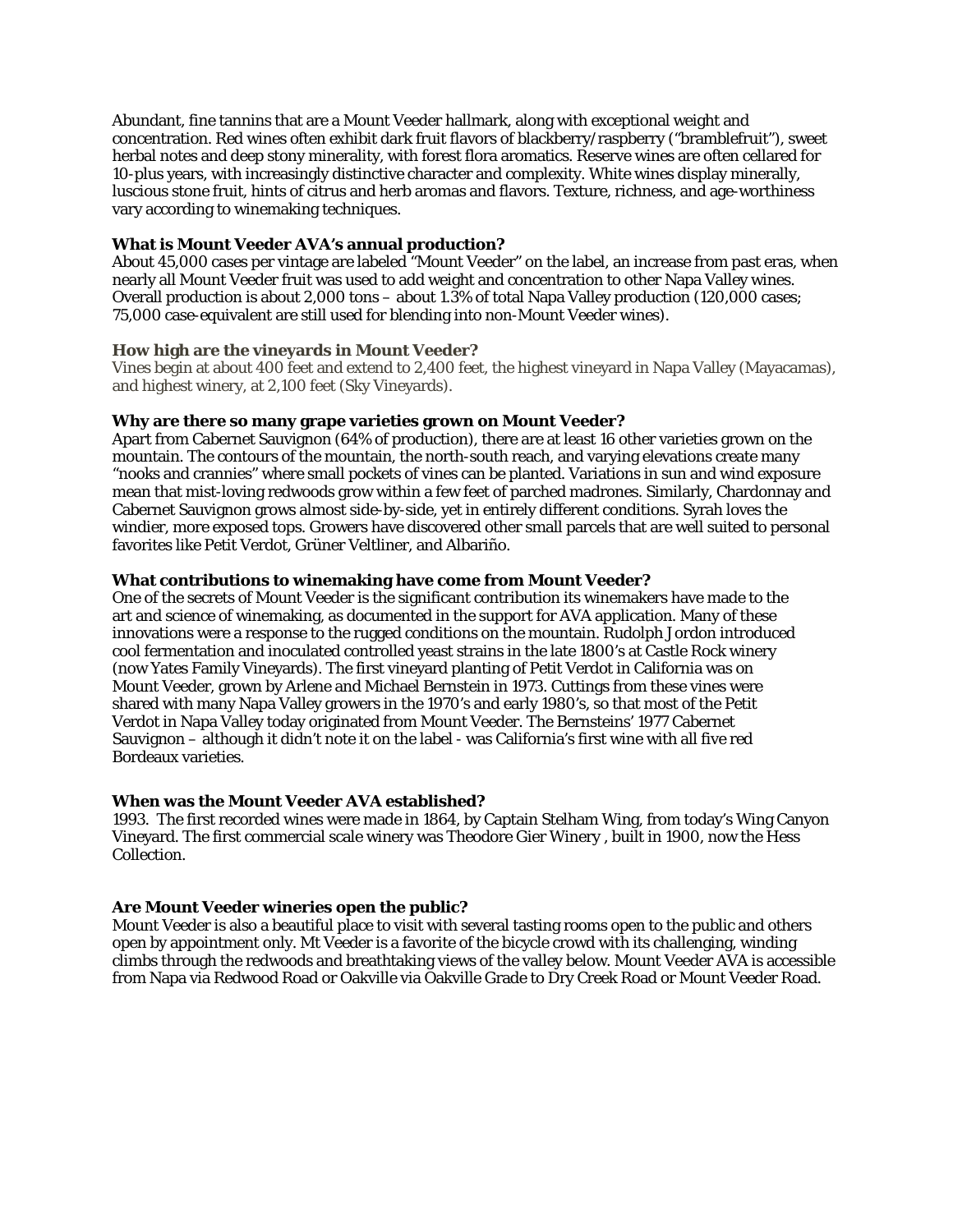Abundant, fine tannins that are a Mount Veeder hallmark, along with exceptional weight and concentration. Red wines often exhibit dark fruit flavors of blackberry/raspberry ("bramblefruit"), sweet herbal notes and deep stony minerality, with forest flora aromatics. Reserve wines are often cellared for 10-plus years, with increasingly distinctive character and complexity. White wines display minerally, luscious stone fruit, hints of citrus and herb aromas and flavors. Texture, richness, and age-worthiness vary according to winemaking techniques.

**What is Mount Veeder AVA's annual production?**
About 45,000 cases per vintage are labeled "Mount Veeder" on the label, an increase from past eras, when nearly all Mount Veeder fruit was used to add weight and concentration to other Napa Valley wines. Overall production is about 2,000 tons – about 1.3% of total Napa Valley production (120,000 cases; 75,000 case-equivalent are still used for blending into non-Mount Veeder wines).

**How high are the vineyards in Mount Veeder?**
Vines begin at about 400 feet and extend to 2,400 feet, the highest vineyard in Napa Valley (Mayacamas), and highest winery, at 2,100 feet (Sky Vineyards).

**Why are there so many grape varieties grown on Mount Veeder?**
Apart from Cabernet Sauvignon (64% of production), there are at least 16 other varieties grown on the mountain. The contours of the mountain, the north-south reach, and varying elevations create many "nooks and crannies" where small pockets of vines can be planted. Variations in sun and wind exposure mean that mist-loving redwoods grow within a few feet of parched madrones. Similarly, Chardonnay and Cabernet Sauvignon grows almost side-by-side, yet in entirely different conditions. Syrah loves the windier, more exposed tops. Growers have discovered other small parcels that are well suited to personal favorites like Petit Verdot, Grüner Veltliner, and Albariño.

**What contributions to winemaking have come from Mount Veeder?**
One of the secrets of Mount Veeder is the significant contribution its winemakers have made to the art and science of winemaking, as documented in the support for AVA application. Many of these innovations were a response to the rugged conditions on the mountain. Rudolph Jordon introduced cool fermentation and inoculated controlled yeast strains in the late 1800's at Castle Rock winery (now Yates Family Vineyards). The first vineyard planting of Petit Verdot in California was on Mount Veeder, grown by Arlene and Michael Bernstein in 1973. Cuttings from these vines were shared with many Napa Valley growers in the 1970's and early 1980's, so that most of the Petit Verdot in Napa Valley today originated from Mount Veeder. The Bernsteins' 1977 Cabernet Sauvignon – although it didn't note it on the label - was California's first wine with all five red Bordeaux varieties.

**When was the Mount Veeder AVA established?**
1993. The first recorded wines were made in 1864, by Captain Stelham Wing, from today's Wing Canyon Vineyard. The first commercial scale winery was Theodore Gier Winery , built in 1900, now the Hess Collection.

**Are Mount Veeder wineries open the public?**
Mount Veeder is also a beautiful place to visit with several tasting rooms open to the public and others open by appointment only. Mt Veeder is a favorite of the bicycle crowd with its challenging, winding climbs through the redwoods and breathtaking views of the valley below. Mount Veeder AVA is accessible from Napa via Redwood Road or Oakville via Oakville Grade to Dry Creek Road or Mount Veeder Road.